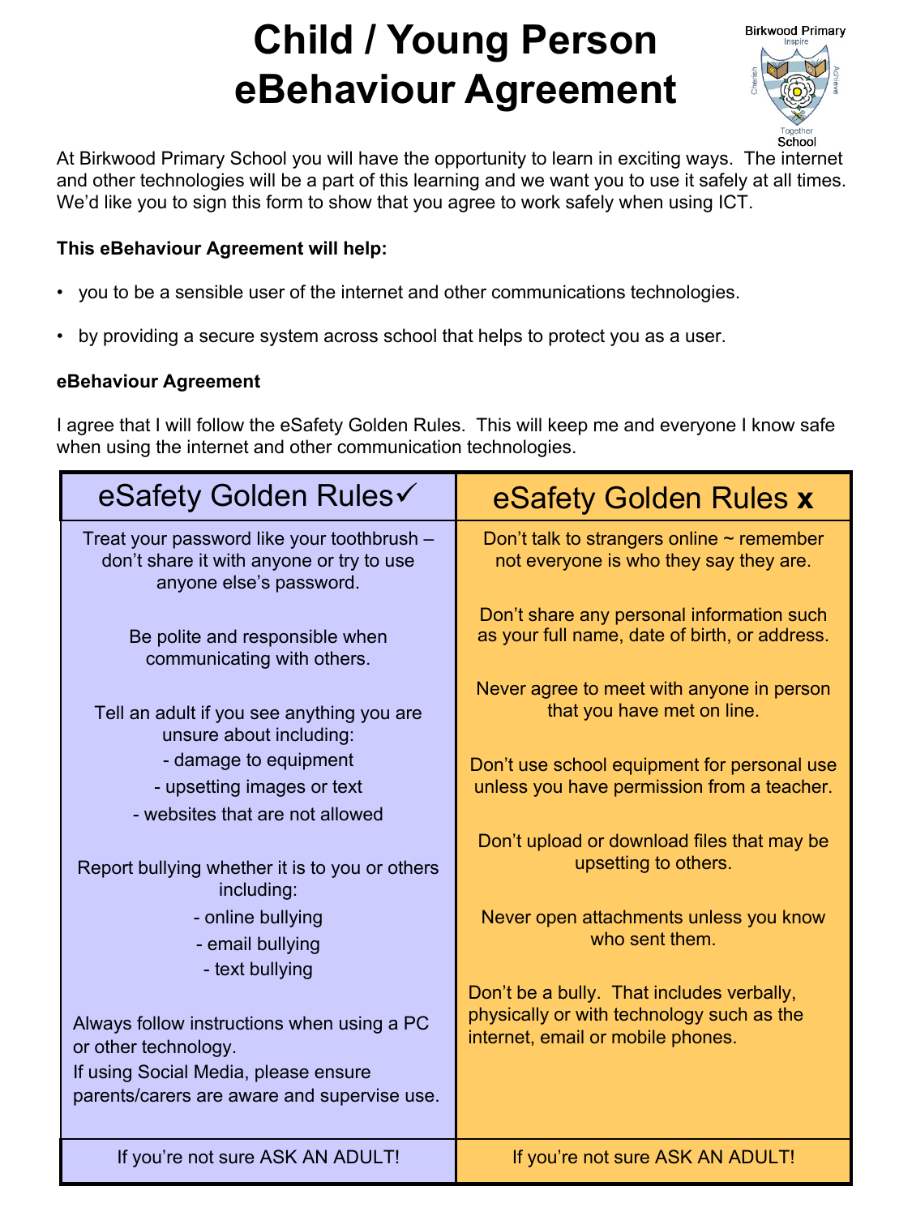# Child / Young Person eBehaviour Agreement

Birkwood Primary School — Inspire · Cherish · Achieve · Together

At Birkwood Primary School you will have the opportunity to learn in exciting ways. The internet and other technologies will be a part of this learning and we want you to use it safely at all times. We'd like you to sign this form to show that you agree to work safely when using ICT.

**This eBehaviour Agreement will help:**

- you to be a sensible user of the internet and other communications technologies.
- by providing a secure system across school that helps to protect you as a user.

**eBehaviour Agreement**

I agree that I will follow the eSafety Golden Rules. This will keep me and everyone I know safe when using the internet and other communication technologies.

| eSafety Golden Rules ✓ | eSafety Golden Rules **x** |
|---|---|
| Treat your password like your toothbrush – don't share it with anyone or try to use anyone else's password. | Don't talk to strangers online ~ remember not everyone is who they say they are. |
| Be polite and responsible when communicating with others. | Don't share any personal information such as your full name, date of birth, or address. |
| Tell an adult if you see anything you are unsure about including:<br>- damage to equipment<br>- upsetting images or text<br>- websites that are not allowed | Never agree to meet with anyone in person that you have met on line.<br><br>Don't use school equipment for personal use unless you have permission from a teacher. |
| Report bullying whether it is to you or others including:<br>- online bullying<br>- email bullying<br>- text bullying | Don't upload or download files that may be upsetting to others.<br><br>Never open attachments unless you know who sent them. |
| Always follow instructions when using a PC or other technology.<br>If using Social Media, please ensure parents/carers are aware and supervise use. | Don't be a bully. That includes verbally, physically or with technology such as the internet, email or mobile phones. |
| If you're not sure ASK AN ADULT! | If you're not sure ASK AN ADULT! |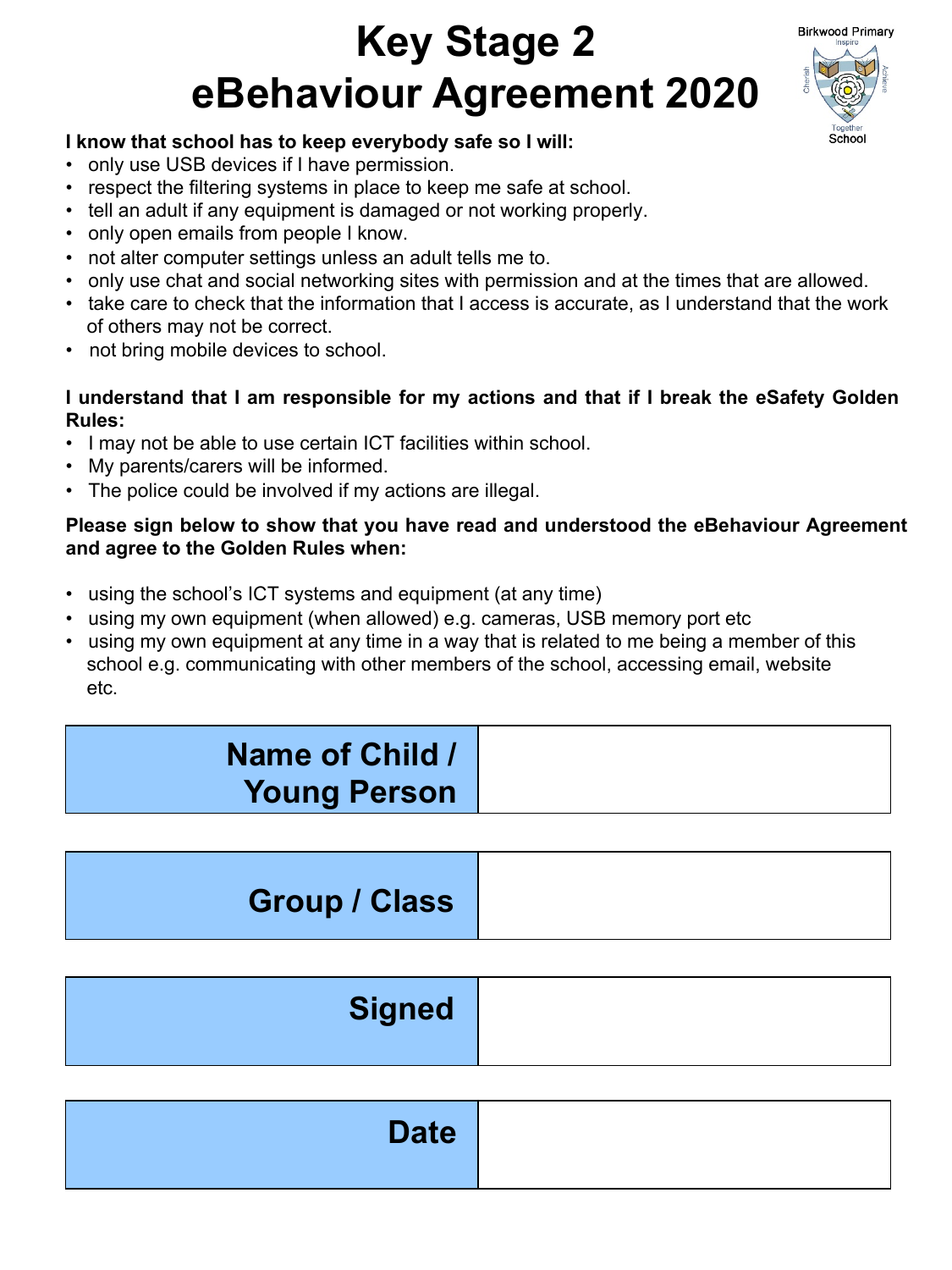# Key Stage 2
# eBehaviour Agreement 2020

Birkwood Primary School

**I know that school has to keep everybody safe so I will:**

- only use USB devices if I have permission.
- respect the filtering systems in place to keep me safe at school.
- tell an adult if any equipment is damaged or not working properly.
- only open emails from people I know.
- not alter computer settings unless an adult tells me to.
- only use chat and social networking sites with permission and at the times that are allowed.
- take care to check that the information that I access is accurate, as I understand that the work of others may not be correct.
- not bring mobile devices to school.

**I understand that I am responsible for my actions and that if I break the eSafety Golden Rules:**

- I may not be able to use certain ICT facilities within school.
- My parents/carers will be informed.
- The police could be involved if my actions are illegal.

**Please sign below to show that you have read and understood the eBehaviour Agreement and agree to the Golden Rules when:**

- using the school's ICT systems and equipment (at any time)
- using my own equipment (when allowed) e.g. cameras, USB memory port etc
- using my own equipment at any time in a way that is related to me being a member of this school e.g. communicating with other members of the school, accessing email, website etc.

| | |
|---|---|
| **Name of Child / Young Person** | |
| **Group / Class** | |
| **Signed** | |
| **Date** | |